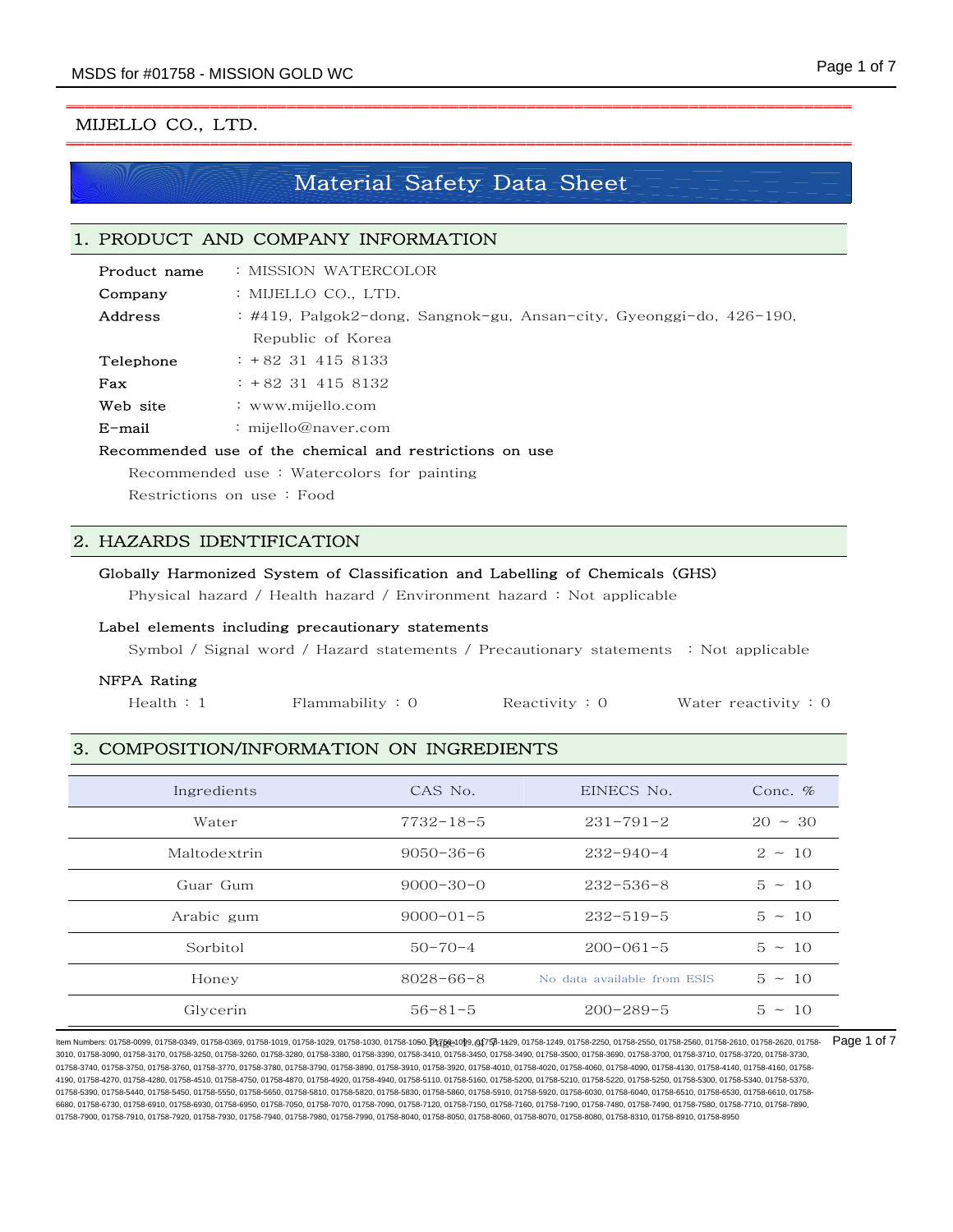MIJELLO CO., LTD.

# Material Safety Data Sheet

## 1. PRODUCT AND COMPANY INFORMATION

**Product name** : MISSION WATERCOLOR
**Company** : MIJELLO CO., LTD.
**Address** : #419, Palgok2-dong, Sangnok-gu, Ansan-city, Gyeonggi-do, 426-190, Republic of Korea
**Telephone** : +82 31 415 8133
**Fax** : +82 31 415 8132
**Web site** : www.mijello.com
**E-mail** : mijello@naver.com

**Recommended use of the chemical and restrictions on use**

Recommended use : Watercolors for painting
Restrictions on use : Food

## 2. HAZARDS IDENTIFICATION

**Globally Harmonized System of Classification and Labelling of Chemicals (GHS)**

Physical hazard / Health hazard / Environment hazard : Not applicable

**Label elements including precautionary statements**

Symbol / Signal word / Hazard statements / Precautionary statements : Not applicable

**NFPA Rating**

Health : 1 Flammability : 0 Reactivity : 0 Water reactivity : 0

## 3. COMPOSITION/INFORMATION ON INGREDIENTS

| Ingredients | CAS No. | EINECS No. | Conc. % |
|---|---|---|---|
| Water | 7732-18-5 | 231-791-2 | 20 ~ 30 |
| Maltodextrin | 9050-36-6 | 232-940-4 | 2 ~ 10 |
| Guar Gum | 9000-30-0 | 232-536-8 | 5 ~ 10 |
| Arabic gum | 9000-01-5 | 232-519-5 | 5 ~ 10 |
| Sorbitol | 50-70-4 | 200-061-5 | 5 ~ 10 |
| Honey | 8028-66-8 | No data available from ESIS | 5 ~ 10 |
| Glycerin | 56-81-5 | 200-289-5 | 5 ~ 10 |

Item Numbers: 01758-0099, 01758-0349, 01758-0369, 01758-1019, 01758-1029, 01758-1030, 01758-1050, 01758-1099, 01758-1129, 01758-1249, 01758-2250, 01758-2550, 01758-2560, 01758-2610, 01758-2620, 01758-3010, 01758-3090, 01758-3170, 01758-3250, 01758-3260, 01758-3280, 01758-3380, 01758-3390, 01758-3410, 01758-3450, 01758-3490, 01758-3500, 01758-3690, 01758-3700, 01758-3710, 01758-3720, 01758-3730, 01758-3740, 01758-3750, 01758-3760, 01758-3770, 01758-3780, 01758-3790, 01758-3890, 01758-3910, 01758-3920, 01758-4010, 01758-4020, 01758-4060, 01758-4090, 01758-4130, 01758-4140, 01758-4160, 01758-4190, 01758-4270, 01758-4280, 01758-4510, 01758-4750, 01758-4870, 01758-4920, 01758-4940, 01758-5110, 01758-5160, 01758-5200, 01758-5210, 01758-5220, 01758-5250, 01758-5300, 01758-5340, 01758-5370, 01758-5390, 01758-5440, 01758-5450, 01758-5550, 01758-5650, 01758-5810, 01758-5820, 01758-5830, 01758-5860, 01758-5910, 01758-5920, 01758-6030, 01758-6040, 01758-6510, 01758-6530, 01758-6610, 01758-6680, 01758-6730, 01758-6910, 01758-6930, 01758-6950, 01758-7050, 01758-7070, 01758-7090, 01758-7120, 01758-7150, 01758-7160, 01758-7190, 01758-7480, 01758-7490, 01758-7580, 01758-7710, 01758-7890, 01758-7900, 01758-7910, 01758-7920, 01758-7930, 01758-7940, 01758-7980, 01758-7990, 01758-8040, 01758-8050, 01758-8060, 01758-8070, 01758-8080, 01758-8310, 01758-8910, 01758-8950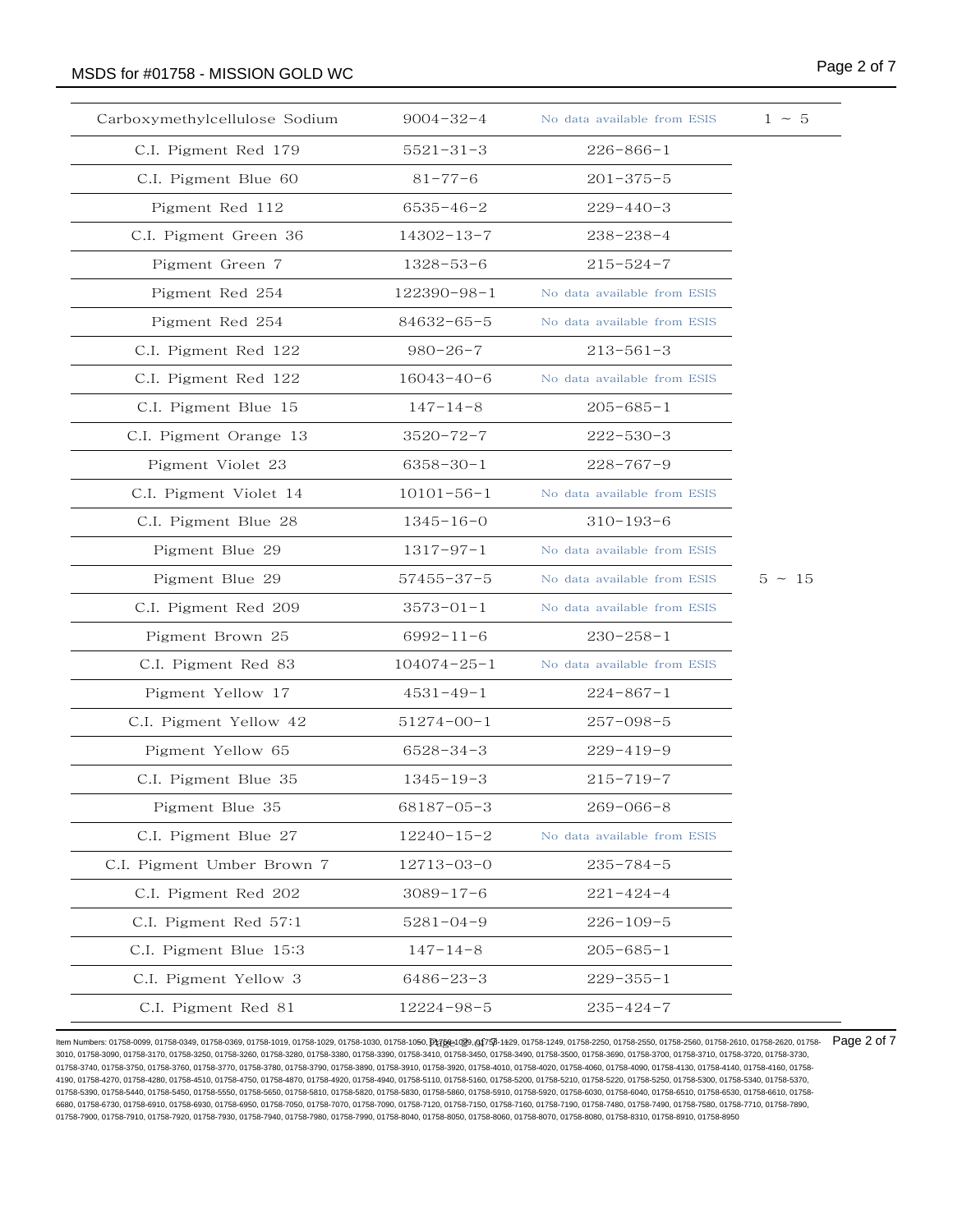| Carboxymethylcellulose Sodium | 9004-32-4 | No data available from ESIS | 1 ~ 5 |
|---|---|---|---|
| C.I. Pigment Red 179 | 5521-31-3 | 226-866-1 | |
| C.I. Pigment Blue 60 | 81-77-6 | 201-375-5 | |
| Pigment Red 112 | 6535-46-2 | 229-440-3 | |
| C.I. Pigment Green 36 | 14302-13-7 | 238-238-4 | |
| Pigment Green 7 | 1328-53-6 | 215-524-7 | |
| Pigment Red 254 | 122390-98-1 | No data available from ESIS | |
| Pigment Red 254 | 84632-65-5 | No data available from ESIS | |
| C.I. Pigment Red 122 | 980-26-7 | 213-561-3 | |
| C.I. Pigment Red 122 | 16043-40-6 | No data available from ESIS | |
| C.I. Pigment Blue 15 | 147-14-8 | 205-685-1 | |
| C.I. Pigment Orange 13 | 3520-72-7 | 222-530-3 | |
| Pigment Violet 23 | 6358-30-1 | 228-767-9 | |
| C.I. Pigment Violet 14 | 10101-56-1 | No data available from ESIS | |
| C.I. Pigment Blue 28 | 1345-16-0 | 310-193-6 | |
| Pigment Blue 29 | 1317-97-1 | No data available from ESIS | |
| Pigment Blue 29 | 57455-37-5 | No data available from ESIS | 5 ~ 15 |
| C.I. Pigment Red 209 | 3573-01-1 | No data available from ESIS | |
| Pigment Brown 25 | 6992-11-6 | 230-258-1 | |
| C.I. Pigment Red 83 | 104074-25-1 | No data available from ESIS | |
| Pigment Yellow 17 | 4531-49-1 | 224-867-1 | |
| C.I. Pigment Yellow 42 | 51274-00-1 | 257-098-5 | |
| Pigment Yellow 65 | 6528-34-3 | 229-419-9 | |
| C.I. Pigment Blue 35 | 1345-19-3 | 215-719-7 | |
| Pigment Blue 35 | 68187-05-3 | 269-066-8 | |
| C.I. Pigment Blue 27 | 12240-15-2 | No data available from ESIS | |
| C.I. Pigment Umber Brown 7 | 12713-03-0 | 235-784-5 | |
| C.I. Pigment Red 202 | 3089-17-6 | 221-424-4 | |
| C.I. Pigment Red 57:1 | 5281-04-9 | 226-109-5 | |
| C.I. Pigment Blue 15:3 | 147-14-8 | 205-685-1 | |
| C.I. Pigment Yellow 3 | 6486-23-3 | 229-355-1 | |
| C.I. Pigment Red 81 | 12224-98-5 | 235-424-7 | |

Item Numbers: 01758-0099, 01758-0349, 01758-0369, 01758-1019, 01758-1029, 01758-1030, 01758-1050, 01758-1099, 01758-1129, 01758-1249, 01758-2250, 01758-2550, 01758-2560, 01758-2610, 01758-2620, 01758-3010, 01758-3090, 01758-3170, 01758-3250, 01758-3260, 01758-3280, 01758-3380, 01758-3390, 01758-3410, 01758-3450, 01758-3490, 01758-3500, 01758-3690, 01758-3700, 01758-3710, 01758-3720, 01758-3730, 01758-3740, 01758-3750, 01758-3760, 01758-3770, 01758-3780, 01758-3790, 01758-3890, 01758-3910, 01758-3920, 01758-4010, 01758-4020, 01758-4060, 01758-4090, 01758-4130, 01758-4140, 01758-4160, 01758-4190, 01758-4270, 01758-4280, 01758-4510, 01758-4750, 01758-4870, 01758-4920, 01758-4940, 01758-5110, 01758-5160, 01758-5200, 01758-5210, 01758-5220, 01758-5250, 01758-5300, 01758-5340, 01758-5370, 01758-5390, 01758-5440, 01758-5450, 01758-5550, 01758-5650, 01758-5810, 01758-5820, 01758-5830, 01758-5860, 01758-5910, 01758-5920, 01758-6030, 01758-6040, 01758-6510, 01758-6530, 01758-6610, 01758-6680, 01758-6730, 01758-6910, 01758-6930, 01758-6950, 01758-7050, 01758-7070, 01758-7090, 01758-7120, 01758-7150, 01758-7160, 01758-7190, 01758-7480, 01758-7490, 01758-7580, 01758-7710, 01758-7890, 01758-7900, 01758-7910, 01758-7920, 01758-7930, 01758-7940, 01758-7980, 01758-7990, 01758-8040, 01758-8050, 01758-8060, 01758-8070, 01758-8080, 01758-8310, 01758-8910, 01758-8950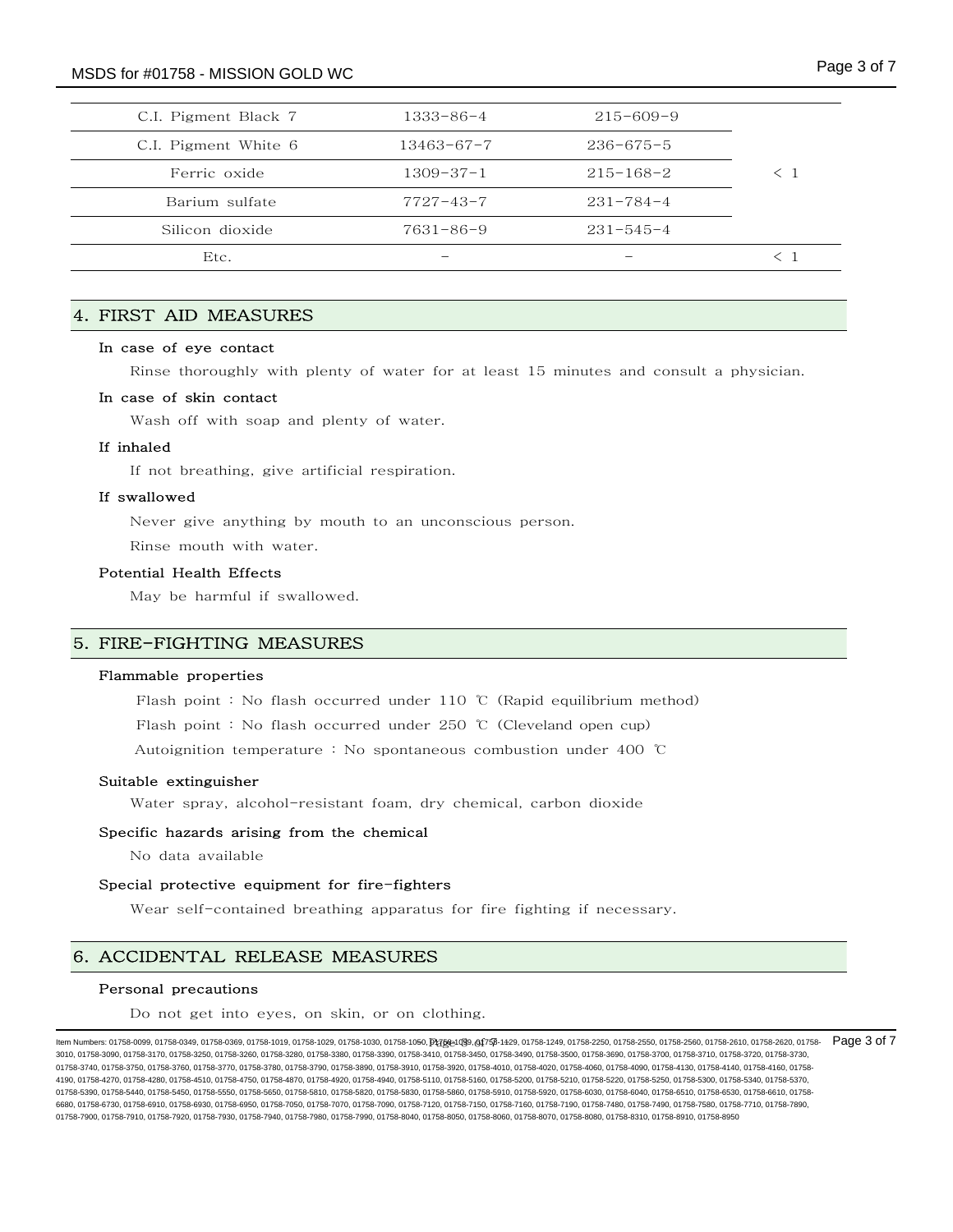| | | | |
|---|---|---|---|
| C.I. Pigment Black 7 | 1333-86-4 | 215-609-9 | < 1 |
| C.I. Pigment White 6 | 13463-67-7 | 236-675-5 | |
| Ferric oxide | 1309-37-1 | 215-168-2 | |
| Barium sulfate | 7727-43-7 | 231-784-4 | |
| Silicon dioxide | 7631-86-9 | 231-545-4 | |
| Etc. | - | - | < 1 |

## 4. FIRST AID MEASURES

**In case of eye contact**

Rinse thoroughly with plenty of water for at least 15 minutes and consult a physician.

**In case of skin contact**

Wash off with soap and plenty of water.

**If inhaled**

If not breathing, give artificial respiration.

**If swallowed**

Never give anything by mouth to an unconscious person.

Rinse mouth with water.

**Potential Health Effects**

May be harmful if swallowed.

## 5. FIRE-FIGHTING MEASURES

**Flammable properties**

Flash point : No flash occurred under 110 ℃ (Rapid equilibrium method)

Flash point : No flash occurred under 250 ℃ (Cleveland open cup)

Autoignition temperature : No spontaneous combustion under 400 ℃

**Suitable extinguisher**

Water spray, alcohol-resistant foam, dry chemical, carbon dioxide

**Specific hazards arising from the chemical**

No data available

**Special protective equipment for fire-fighters**

Wear self-contained breathing apparatus for fire fighting if necessary.

## 6. ACCIDENTAL RELEASE MEASURES

**Personal precautions**

Do not get into eyes, on skin, or on clothing.

Item Numbers: 01758-0099, 01758-0349, 01758-0369, 01758-1019, 01758-1029, 01758-1030, 01758-1050, 01758-1099, 01758-1129, 01758-1249, 01758-2250, 01758-2550, 01758-2560, 01758-2610, 01758-2620, 01758-3010, 01758-3090, 01758-3170, 01758-3250, 01758-3260, 01758-3280, 01758-3380, 01758-3390, 01758-3410, 01758-3450, 01758-3490, 01758-3500, 01758-3690, 01758-3700, 01758-3710, 01758-3720, 01758-3730, 01758-3740, 01758-3750, 01758-3760, 01758-3770, 01758-3780, 01758-3790, 01758-3890, 01758-3910, 01758-3920, 01758-4010, 01758-4020, 01758-4060, 01758-4090, 01758-4130, 01758-4140, 01758-4160, 01758-4190, 01758-4270, 01758-4280, 01758-4510, 01758-4750, 01758-4870, 01758-4920, 01758-4940, 01758-5110, 01758-5160, 01758-5200, 01758-5210, 01758-5220, 01758-5250, 01758-5300, 01758-5340, 01758-5370, 01758-5390, 01758-5440, 01758-5450, 01758-5550, 01758-5650, 01758-5810, 01758-5820, 01758-5830, 01758-5860, 01758-5910, 01758-5920, 01758-6030, 01758-6040, 01758-6510, 01758-6530, 01758-6610, 01758-6680, 01758-6730, 01758-6910, 01758-6930, 01758-6950, 01758-7050, 01758-7070, 01758-7090, 01758-7120, 01758-7150, 01758-7160, 01758-7190, 01758-7480, 01758-7490, 01758-7580, 01758-7710, 01758-7890, 01758-7900, 01758-7910, 01758-7920, 01758-7930, 01758-7940, 01758-7980, 01758-7990, 01758-8040, 01758-8050, 01758-8060, 01758-8070, 01758-8080, 01758-8310, 01758-8910, 01758-8950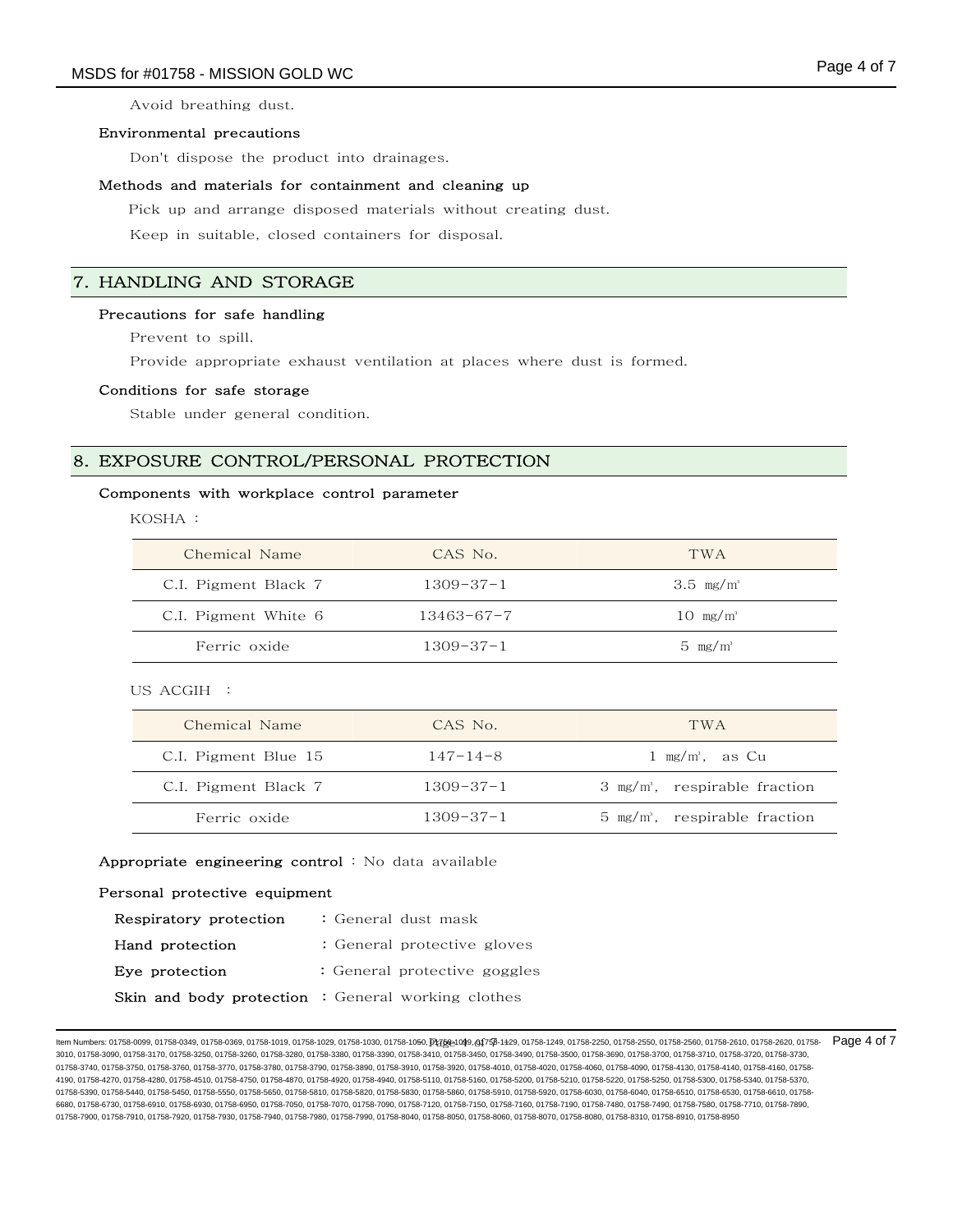Avoid breathing dust.

### Environmental precautions

Don't dispose the product into drainages.

### Methods and materials for containment and cleaning up

Pick up and arrange disposed materials without creating dust.

Keep in suitable, closed containers for disposal.

## 7. HANDLING AND STORAGE

### Precautions for safe handling

Prevent to spill.

Provide appropriate exhaust ventilation at places where dust is formed.

### Conditions for safe storage

Stable under general condition.

## 8. EXPOSURE CONTROL/PERSONAL PROTECTION

### Components with workplace control parameter

KOSHA :

| Chemical Name | CAS No. | TWA |
|---|---|---|
| C.I. Pigment Black 7 | 1309-37-1 | 3.5 mg/m³ |
| C.I. Pigment White 6 | 13463-67-7 | 10 mg/m³ |
| Ferric oxide | 1309-37-1 | 5 mg/m³ |

US ACGIH :

| Chemical Name | CAS No. | TWA |
|---|---|---|
| C.I. Pigment Blue 15 | 147-14-8 | 1 mg/m³, as Cu |
| C.I. Pigment Black 7 | 1309-37-1 | 3 mg/m³, respirable fraction |
| Ferric oxide | 1309-37-1 | 5 mg/m³, respirable fraction |

**Appropriate engineering control** : No data available

**Personal protective equipment**

**Respiratory protection** : General dust mask

**Hand protection** : General protective gloves

**Eye protection** : General protective goggles

**Skin and body protection** : General working clothes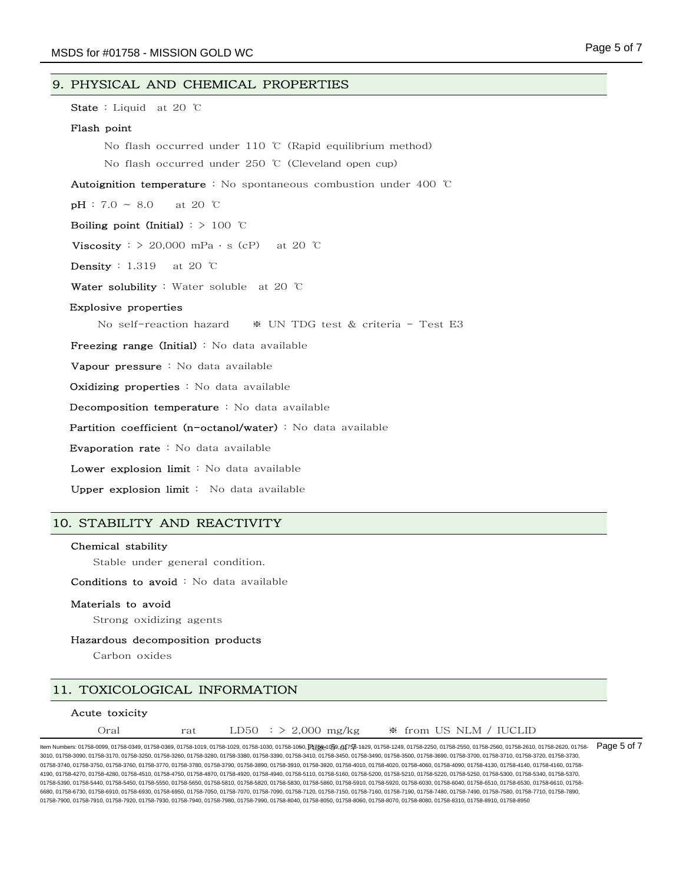## 9. PHYSICAL AND CHEMICAL PROPERTIES

**State** : Liquid at 20 ℃

**Flash point**

No flash occurred under 110 ℃ (Rapid equilibrium method)

No flash occurred under 250 ℃ (Cleveland open cup)

**Autoignition temperature** : No spontaneous combustion under 400 ℃

**pH** : 7.0 ~ 8.0 at 20 ℃

**Boiling point (Initial)** : > 100 ℃

**Viscosity** : > 20,000 mPa · s (cP) at 20 ℃

**Density** : 1.319 at 20 ℃

**Water solubility** : Water soluble at 20 ℃

**Explosive properties**

No self-reaction hazard ※ UN TDG test & criteria - Test E3

**Freezing range (Initial)** : No data available

**Vapour pressure** : No data available

**Oxidizing properties** : No data available

**Decomposition temperature** : No data available

**Partition coefficient (n-octanol/water)** : No data available

**Evaporation rate** : No data available

**Lower explosion limit** : No data available

**Upper explosion limit** : No data available

## 10. STABILITY AND REACTIVITY

**Chemical stability**

Stable under general condition.

**Conditions to avoid** : No data available

**Materials to avoid**

Strong oxidizing agents

**Hazardous decomposition products**

Carbon oxides

## 11. TOXICOLOGICAL INFORMATION

**Acute toxicity**

Oral rat LD50 : > 2,000 mg/kg ※ from US NLM / IUCLID

Item Numbers: 01758-0099, 01758-0349, 01758-0369, 01758-1019, 01758-1029, 01758-1030, 01758-1050, 01758-1059, 01758-1129, 01758-1249, 01758-2250, 01758-2550, 01758-2560, 01758-2610, 01758-2620, 01758-3010, 01758-3090, 01758-3170, 01758-3250, 01758-3260, 01758-3280, 01758-3380, 01758-3390, 01758-3410, 01758-3450, 01758-3490, 01758-3500, 01758-3690, 01758-3700, 01758-3710, 01758-3720, 01758-3730, 01758-3740, 01758-3750, 01758-3760, 01758-3770, 01758-3780, 01758-3790, 01758-3890, 01758-3910, 01758-3920, 01758-4010, 01758-4020, 01758-4060, 01758-4090, 01758-4130, 01758-4140, 01758-4160, 01758-4190, 01758-4270, 01758-4280, 01758-4510, 01758-4750, 01758-4870, 01758-4920, 01758-4940, 01758-5110, 01758-5160, 01758-5200, 01758-5210, 01758-5220, 01758-5250, 01758-5300, 01758-5340, 01758-5370, 01758-5390, 01758-5440, 01758-5450, 01758-5550, 01758-5650, 01758-5810, 01758-5820, 01758-5830, 01758-5860, 01758-5910, 01758-5920, 01758-6030, 01758-6040, 01758-6510, 01758-6530, 01758-6610, 01758-6680, 01758-6730, 01758-6910, 01758-6930, 01758-6950, 01758-7050, 01758-7070, 01758-7090, 01758-7120, 01758-7150, 01758-7160, 01758-7190, 01758-7480, 01758-7490, 01758-7580, 01758-7710, 01758-7890, 01758-7900, 01758-7910, 01758-7920, 01758-7930, 01758-7940, 01758-7980, 01758-7990, 01758-8040, 01758-8050, 01758-8060, 01758-8070, 01758-8080, 01758-8310, 01758-8910, 01758-8950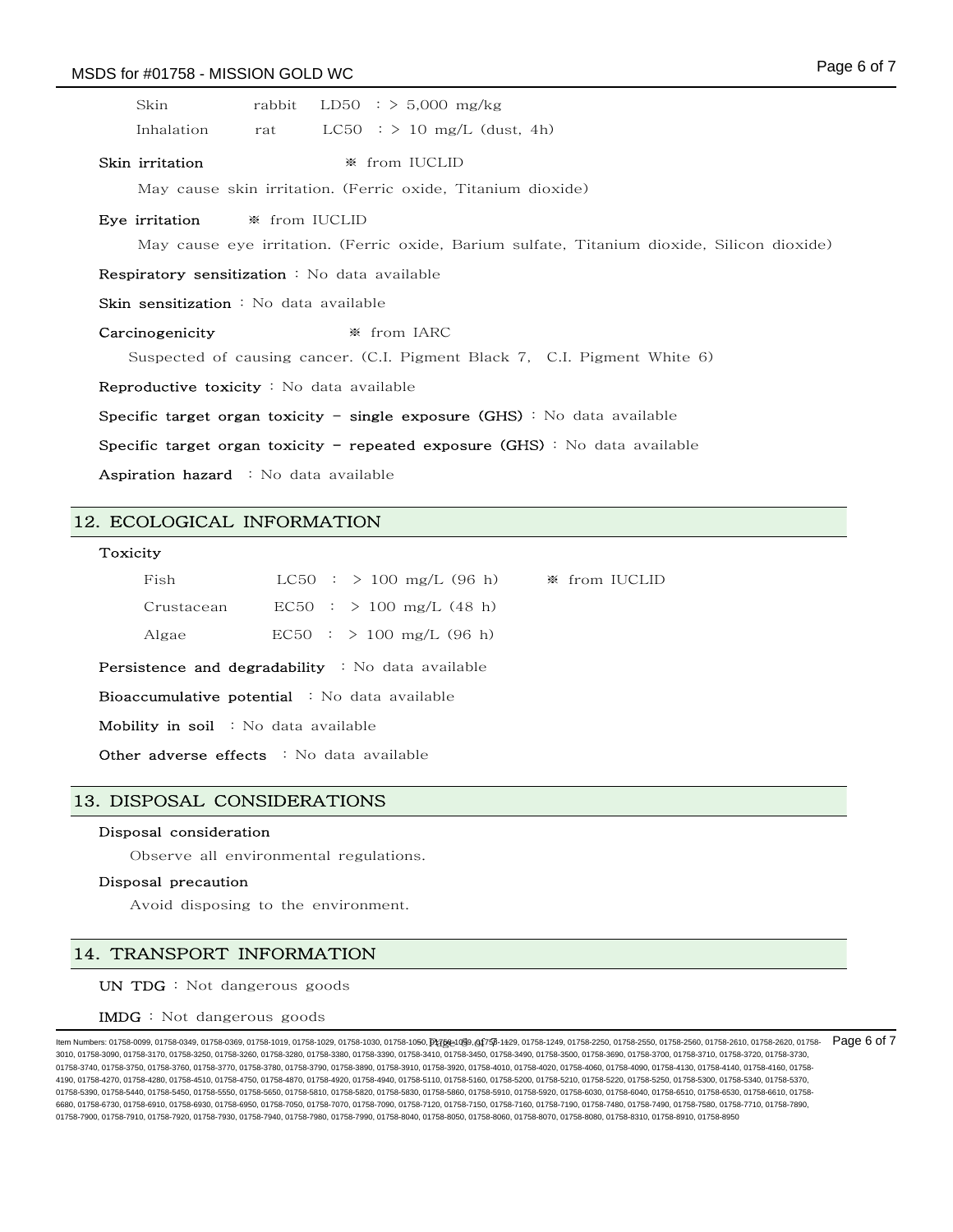| | | |
|---|---|---|
| Skin | rabbit | LD50 : > 5,000 mg/kg |
| Inhalation | rat | LC50 : > 10 mg/L (dust, 4h) |

**Skin irritation** ※ from IUCLID

May cause skin irritation. (Ferric oxide, Titanium dioxide)

**Eye irritation** ※ from IUCLID

May cause eye irritation. (Ferric oxide, Barium sulfate, Titanium dioxide, Silicon dioxide)

**Respiratory sensitization** : No data available

**Skin sensitization** : No data available

**Carcinogenicity** ※ from IARC

Suspected of causing cancer. (C.I. Pigment Black 7, C.I. Pigment White 6)

**Reproductive toxicity** : No data available

**Specific target organ toxicity - single exposure (GHS)** : No data available

**Specific target organ toxicity - repeated exposure (GHS)** : No data available

**Aspiration hazard** : No data available

## 12. ECOLOGICAL INFORMATION

**Toxicity**

| | | |
|---|---|---|
| Fish | LC50 : > 100 mg/L (96 h) | ※ from IUCLID |
| Crustacean | EC50 : > 100 mg/L (48 h) | |
| Algae | EC50 : > 100 mg/L (96 h) | |

**Persistence and degradability** : No data available

**Bioaccumulative potential** : No data available

**Mobility in soil** : No data available

**Other adverse effects** : No data available

## 13. DISPOSAL CONSIDERATIONS

**Disposal consideration**

Observe all environmental regulations.

**Disposal precaution**

Avoid disposing to the environment.

## 14. TRANSPORT INFORMATION

**UN TDG** : Not dangerous goods

**IMDG** : Not dangerous goods

Item Numbers: 01758-0099, 01758-0349, 01758-0369, 01758-1019, 01758-1029, 01758-1030, 01758-1050, 01758-1059, 01758-1129, 01758-1249, 01758-2250, 01758-2550, 01758-2560, 01758-2610, 01758-2620, 01758-3010, 01758-3090, 01758-3170, 01758-3250, 01758-3260, 01758-3280, 01758-3380, 01758-3390, 01758-3410, 01758-3450, 01758-3490, 01758-3500, 01758-3690, 01758-3700, 01758-3710, 01758-3720, 01758-3730, 01758-3740, 01758-3750, 01758-3760, 01758-3770, 01758-3780, 01758-3790, 01758-3890, 01758-3910, 01758-3920, 01758-4010, 01758-4020, 01758-4060, 01758-4090, 01758-4130, 01758-4140, 01758-4160, 01758-4190, 01758-4270, 01758-4280, 01758-4510, 01758-4750, 01758-4870, 01758-4920, 01758-4940, 01758-5110, 01758-5160, 01758-5200, 01758-5210, 01758-5220, 01758-5250, 01758-5300, 01758-5340, 01758-5370, 01758-5390, 01758-5440, 01758-5450, 01758-5550, 01758-5650, 01758-5810, 01758-5820, 01758-5830, 01758-5860, 01758-5910, 01758-5920, 01758-6030, 01758-6040, 01758-6510, 01758-6530, 01758-6610, 01758-6680, 01758-6730, 01758-6910, 01758-6930, 01758-6950, 01758-7050, 01758-7070, 01758-7090, 01758-7120, 01758-7150, 01758-7160, 01758-7190, 01758-7480, 01758-7490, 01758-7580, 01758-7710, 01758-7890, 01758-7900, 01758-7910, 01758-7920, 01758-7930, 01758-7940, 01758-7980, 01758-7990, 01758-8040, 01758-8050, 01758-8060, 01758-8070, 01758-8080, 01758-8310, 01758-8910, 01758-8950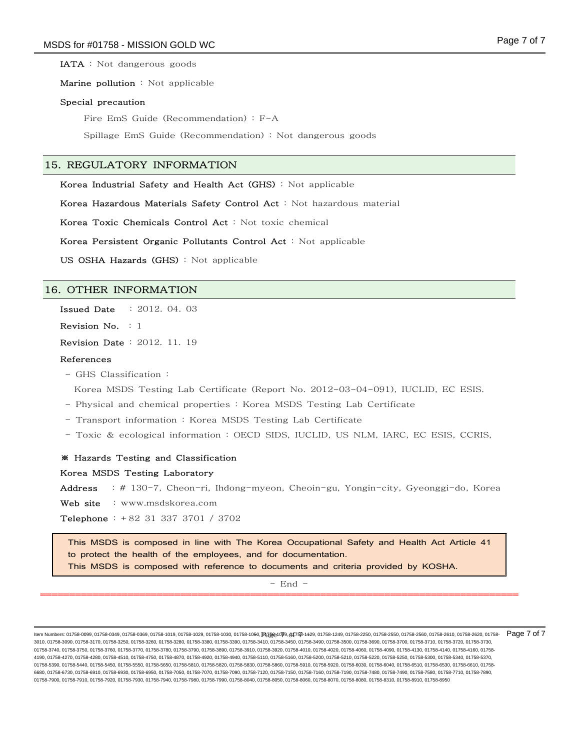**IATA** : Not dangerous goods

**Marine pollution** : Not applicable

**Special precaution**

Fire EmS Guide (Recommendation) : F-A

Spillage EmS Guide (Recommendation) : Not dangerous goods

## 15. REGULATORY INFORMATION

**Korea Industrial Safety and Health Act (GHS)** : Not applicable

**Korea Hazardous Materials Safety Control Act** : Not hazardous material

**Korea Toxic Chemicals Control Act** : Not toxic chemical

**Korea Persistent Organic Pollutants Control Act** : Not applicable

**US OSHA Hazards (GHS)** : Not applicable

## 16. OTHER INFORMATION

**Issued Date** : 2012. 04. 03

**Revision No.** : 1

**Revision Date** : 2012. 11. 19

**References**

- GHS Classification :
  Korea MSDS Testing Lab Certificate (Report No. 2012-03-04-091), IUCLID, EC ESIS.
- Physical and chemical properties : Korea MSDS Testing Lab Certificate
- Transport information : Korea MSDS Testing Lab Certificate
- Toxic & ecological information : OECD SIDS, IUCLID, US NLM, IARC, EC ESIS, CCRIS,

**※ Hazards Testing and Classification**

**Korea MSDS Testing Laboratory**

**Address** : # 130-7, Cheon-ri, Ihdong-myeon, Cheoin-gu, Yongin-city, Gyeonggi-do, Korea

**Web site** : www.msdskorea.com

**Telephone** : +82 31 337 3701 / 3702

This MSDS is composed in line with The Korea Occupational Safety and Health Act Article 41 to protect the health of the employees, and for documentation.
This MSDS is composed with reference to documents and criteria provided by KOSHA.

- End -